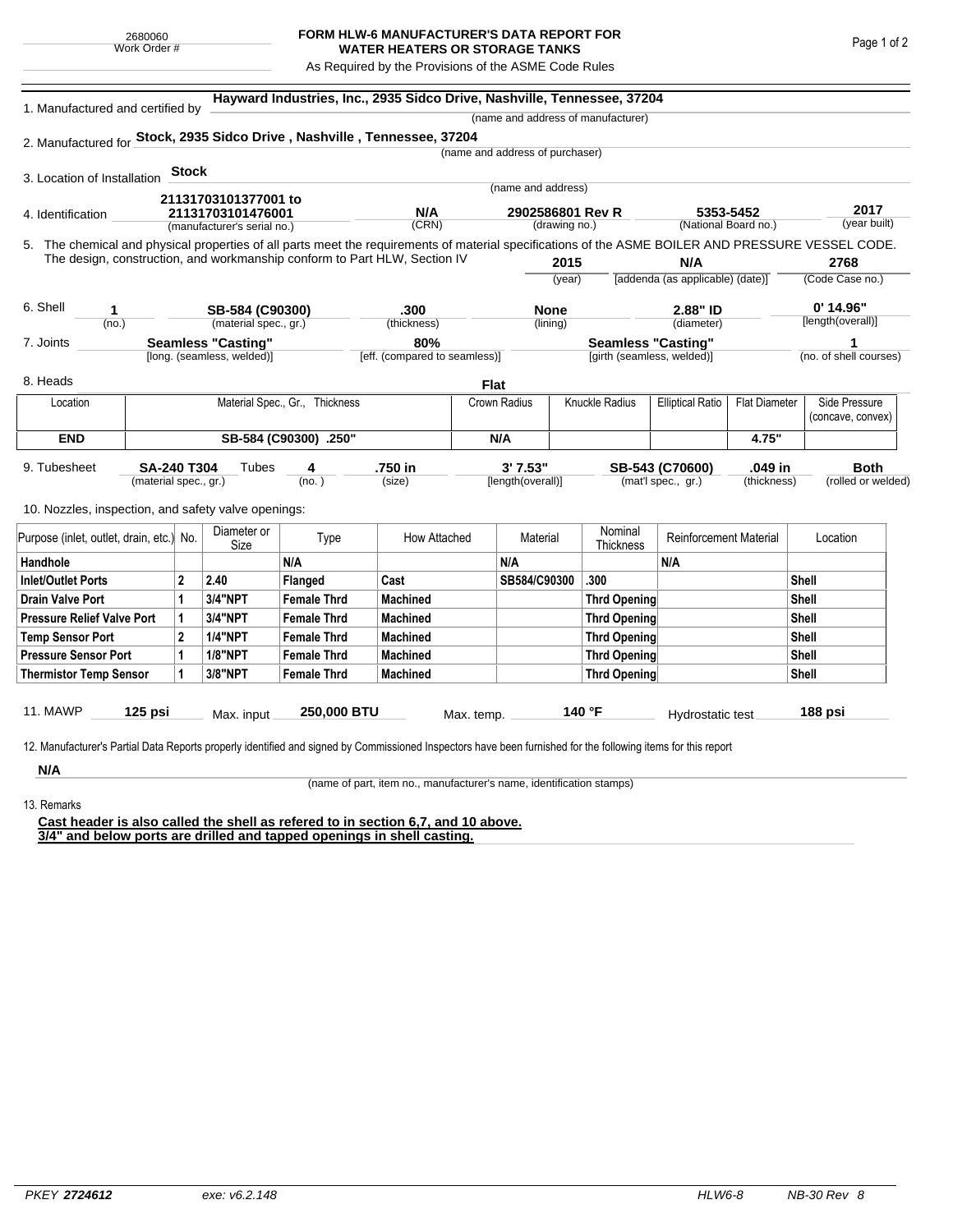2680060
Work Order #

# FORM HLW-6 MANUFACTURER'S DATA REPORT FOR WATER HEATERS OR STORAGE TANKS

As Required by the Provisions of the ASME Code Rules

1. Manufactured and certified by **Hayward Industries, Inc., 2935 Sidco Drive, Nashville, Tennessee, 37204**
(name and address of manufacturer)

2. Manufactured for **Stock, 2935 Sidco Drive , Nashville , Tennessee, 37204**
(name and address of purchaser)

3. Location of Installation **Stock**
(name and address)

4. Identification **21131703101377001 to 21131703101476001** (manufacturer's serial no.) | **N/A** (CRN) | **2902586801 Rev R** (drawing no.) | **5353-5452** (National Board no.) | **2017** (year built)

5. The chemical and physical properties of all parts meet the requirements of material specifications of the ASME BOILER AND PRESSURE VESSEL CODE. The design, construction, and workmanship conform to Part HLW, Section IV **2015** (year) **N/A** [addenda (as applicable) (date)] **2768** (Code Case no.)

6. Shell **1** (no.) | **SB-584 (C90300)** (material spec., gr.) | **.300** (thickness) | **None** (lining) | **2.88" ID** (diameter) | **0' 14.96"** [length(overall)]

7. Joints **Seamless "Casting"** [long. (seamless, welded)] | **80%** [eff. (compared to seamless)] | **Seamless "Casting"** [girth (seamless, welded)] | **1** (no. of shell courses)

8. Heads **Flat**

| Location | Material Spec., Gr., Thickness | Crown Radius | Knuckle Radius | Elliptical Ratio | Flat Diameter | Side Pressure (concave, convex) |
|---|---|---|---|---|---|---|
| **END** | **SB-584 (C90300) .250"** | **N/A** | | | **4.75"** | |

9. Tubesheet **SA-240 T304** (material spec., gr.) Tubes **4** (no.) | **.750 in** (size) | **3' 7.53"** [length(overall)] | **SB-543 (C70600)** (mat'l spec., gr.) | **.049 in** (thickness) | **Both** (rolled or welded)

10. Nozzles, inspection, and safety valve openings:

| Purpose (inlet, outlet, drain, etc.) | No. | Diameter or Size | Type | How Attached | Material | Nominal Thickness | Reinforcement Material | Location |
|---|---|---|---|---|---|---|---|---|
| **Handhole** | | | **N/A** | | **N/A** | | **N/A** | |
| **Inlet/Outlet Ports** | **2** | **2.40** | **Flanged** | **Cast** | **SB584/C90300** | **.300** | | **Shell** |
| **Drain Valve Port** | **1** | **3/4"NPT** | **Female Thrd** | **Machined** | | **Thrd Opening** | | **Shell** |
| **Pressure Relief Valve Port** | **1** | **3/4"NPT** | **Female Thrd** | **Machined** | | **Thrd Opening** | | **Shell** |
| **Temp Sensor Port** | **2** | **1/4"NPT** | **Female Thrd** | **Machined** | | **Thrd Opening** | | **Shell** |
| **Pressure Sensor Port** | **1** | **1/8"NPT** | **Female Thrd** | **Machined** | | **Thrd Opening** | | **Shell** |
| **Thermistor Temp Sensor** | **1** | **3/8"NPT** | **Female Thrd** | **Machined** | | **Thrd Opening** | | **Shell** |

11. MAWP **125 psi** Max. input **250,000 BTU** Max. temp. **140 °F** Hydrostatic test **188 psi**

12. Manufacturer's Partial Data Reports properly identified and signed by Commissioned Inspectors have been furnished for the following items for this report

**N/A**
(name of part, item no., manufacturer's name, identification stamps)

13. Remarks

**Cast header is also called the shell as refered to in section 6,7, and 10 above.**
**3/4" and below ports are drilled and tapped openings in shell casting.**

PKEY **2724612** exe: v6.2.148 HLW6-8 NB-30 Rev 8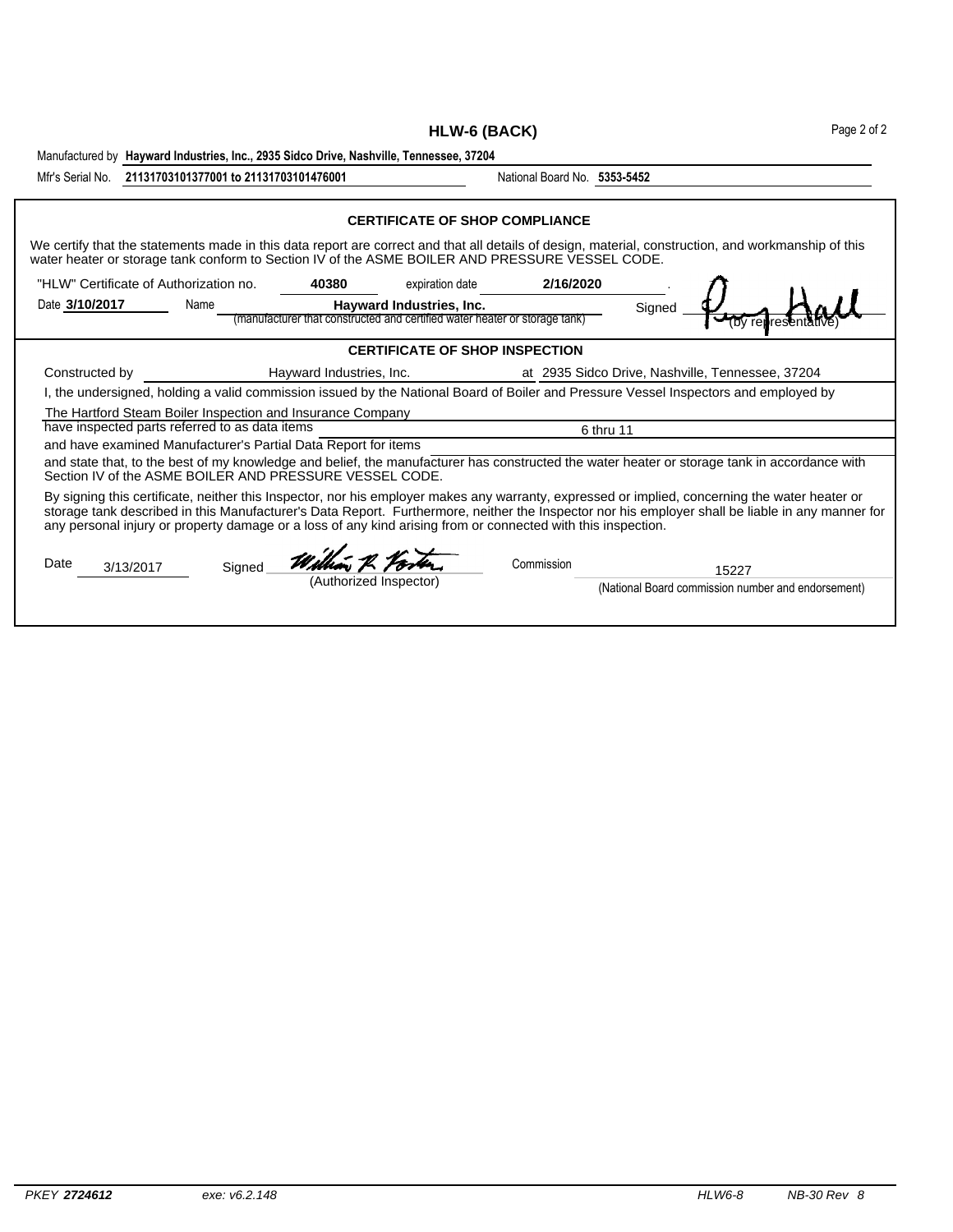# HLW-6 (BACK)

Manufactured by **Hayward Industries, Inc., 2935 Sidco Drive, Nashville, Tennessee, 37204**

Mfr's Serial No. **21131703101377001 to 21131703101476001** National Board No. **5353-5452**

## CERTIFICATE OF SHOP COMPLIANCE

We certify that the statements made in this data report are correct and that all details of design, material, construction, and workmanship of this water heater or storage tank conform to Section IV of the ASME BOILER AND PRESSURE VESSEL CODE.

"HLW" Certificate of Authorization no. **40380** expiration date **2/16/2020**.

Date **3/10/2017** Name **Hayward Industries, Inc.** (manufacturer that constructed and certified water heater or storage tank) Signed Perry Hall (by representative)

## CERTIFICATE OF SHOP INSPECTION

Constructed by Hayward Industries, Inc. at 2935 Sidco Drive, Nashville, Tennessee, 37204

I, the undersigned, holding a valid commission issued by the National Board of Boiler and Pressure Vessel Inspectors and employed by The Hartford Steam Boiler Inspection and Insurance Company have inspected parts referred to as data items 6 thru 11 and have examined Manufacturer's Partial Data Report for items

and state that, to the best of my knowledge and belief, the manufacturer has constructed the water heater or storage tank in accordance with Section IV of the ASME BOILER AND PRESSURE VESSEL CODE.

By signing this certificate, neither this Inspector, nor his employer makes any warranty, expressed or implied, concerning the water heater or storage tank described in this Manufacturer's Data Report. Furthermore, neither the Inspector nor his employer shall be liable in any manner for any personal injury or property damage or a loss of any kind arising from or connected with this inspection.

Date 3/13/2017 Signed William R. Foster (Authorized Inspector) Commission 15227 (National Board commission number and endorsement)

PKEY 2724612 exe: v6.2.148 HLW6-8 NB-30 Rev 8